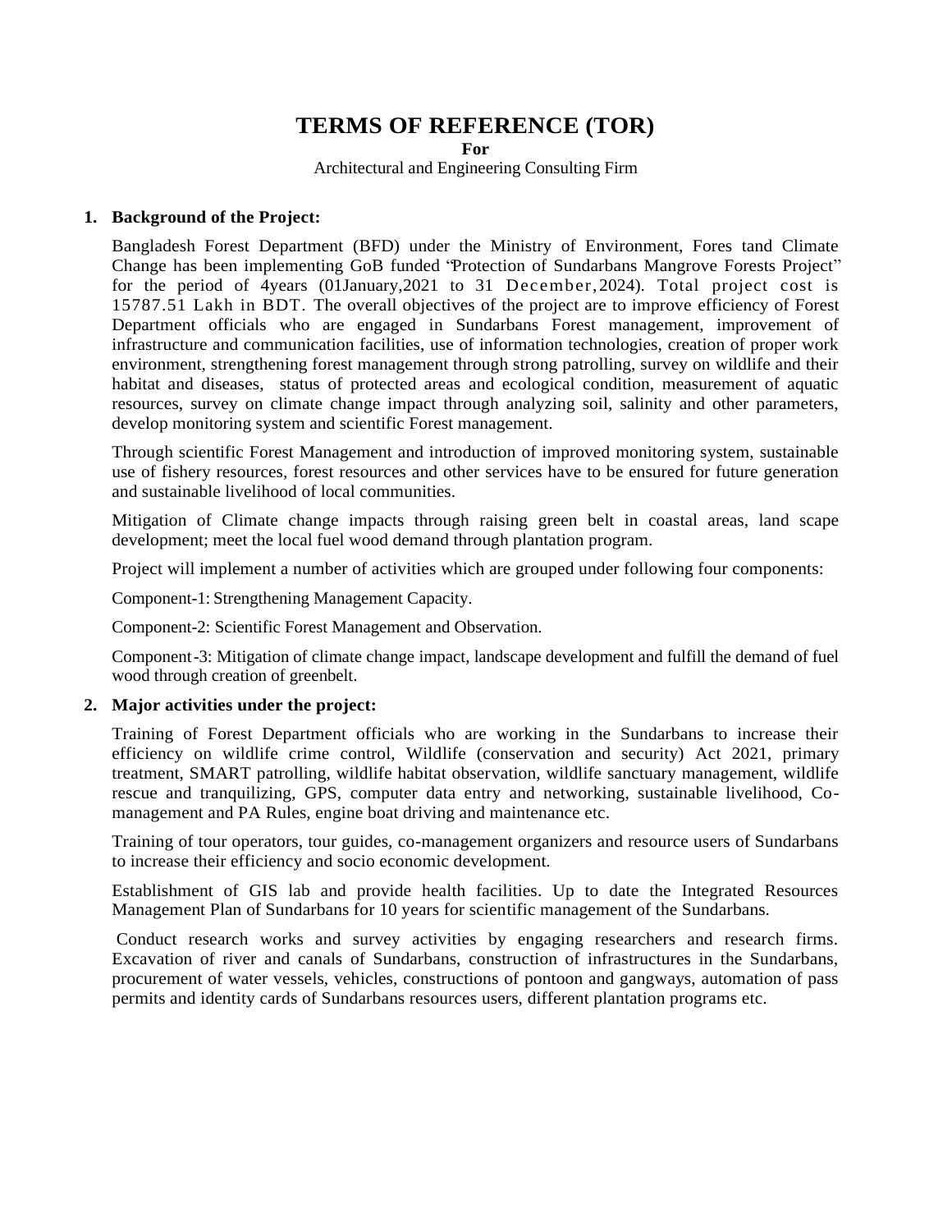# TERMS OF REFERENCE (TOR)

**For**

Architectural and Engineering Consulting Firm

1. **Background of the Project:**

   Bangladesh Forest Department (BFD) under the Ministry of Environment, Fores tand Climate Change has been implementing GoB funded "Protection of Sundarbans Mangrove Forests Project" for the period of 4years (01January,2021 to 31 December,2024). Total project cost is 15787.51 Lakh in BDT. The overall objectives of the project are to improve efficiency of Forest Department officials who are engaged in Sundarbans Forest management, improvement of infrastructure and communication facilities, use of information technologies, creation of proper work environment, strengthening forest management through strong patrolling, survey on wildlife and their habitat and diseases, status of protected areas and ecological condition, measurement of aquatic resources, survey on climate change impact through analyzing soil, salinity and other parameters, develop monitoring system and scientific Forest management.

   Through scientific Forest Management and introduction of improved monitoring system, sustainable use of fishery resources, forest resources and other services have to be ensured for future generation and sustainable livelihood of local communities.

   Mitigation of Climate change impacts through raising green belt in coastal areas, land scape development; meet the local fuel wood demand through plantation program.

   Project will implement a number of activities which are grouped under following four components:

   Component-1: Strengthening Management Capacity.

   Component-2: Scientific Forest Management and Observation.

   Component-3: Mitigation of climate change impact, landscape development and fulfill the demand of fuel wood through creation of greenbelt.

2. **Major activities under the project:**

   Training of Forest Department officials who are working in the Sundarbans to increase their efficiency on wildlife crime control, Wildlife (conservation and security) Act 2021, primary treatment, SMART patrolling, wildlife habitat observation, wildlife sanctuary management, wildlife rescue and tranquilizing, GPS, computer data entry and networking, sustainable livelihood, Co-management and PA Rules, engine boat driving and maintenance etc.

   Training of tour operators, tour guides, co-management organizers and resource users of Sundarbans to increase their efficiency and socio economic development.

   Establishment of GIS lab and provide health facilities. Up to date the Integrated Resources Management Plan of Sundarbans for 10 years for scientific management of the Sundarbans.

   Conduct research works and survey activities by engaging researchers and research firms. Excavation of river and canals of Sundarbans, construction of infrastructures in the Sundarbans, procurement of water vessels, vehicles, constructions of pontoon and gangways, automation of pass permits and identity cards of Sundarbans resources users, different plantation programs etc.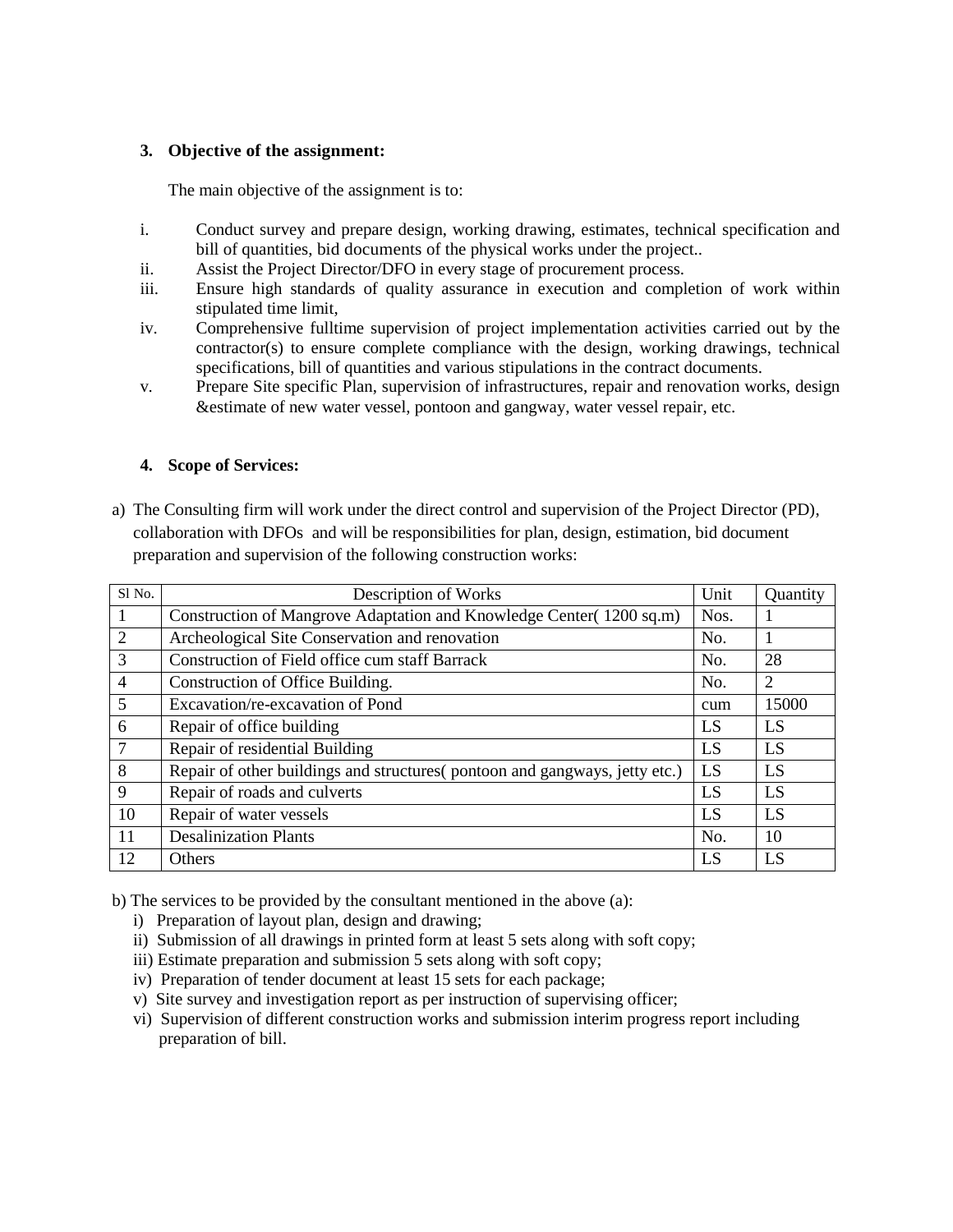### 3. Objective of the assignment:

The main objective of the assignment is to:

i. Conduct survey and prepare design, working drawing, estimates, technical specification and bill of quantities, bid documents of the physical works under the project..
ii. Assist the Project Director/DFO in every stage of procurement process.
iii. Ensure high standards of quality assurance in execution and completion of work within stipulated time limit,
iv. Comprehensive fulltime supervision of project implementation activities carried out by the contractor(s) to ensure complete compliance with the design, working drawings, technical specifications, bill of quantities and various stipulations in the contract documents.
v. Prepare Site specific Plan, supervision of infrastructures, repair and renovation works, design &estimate of new water vessel, pontoon and gangway, water vessel repair, etc.

### 4. Scope of Services:

a) The Consulting firm will work under the direct control and supervision of the Project Director (PD), collaboration with DFOs and will be responsibilities for plan, design, estimation, bid document preparation and supervision of the following construction works:

| Sl No. | Description of Works | Unit | Quantity |
|---|---|---|---|
| 1 | Construction of Mangrove Adaptation and Knowledge Center( 1200 sq.m) | Nos. | 1 |
| 2 | Archeological Site Conservation and renovation | No. | 1 |
| 3 | Construction of Field office cum staff Barrack | No. | 28 |
| 4 | Construction of Office Building. | No. | 2 |
| 5 | Excavation/re-excavation of Pond | cum | 15000 |
| 6 | Repair of office building | LS | LS |
| 7 | Repair of residential Building | LS | LS |
| 8 | Repair of other buildings and structures( pontoon and gangways, jetty etc.) | LS | LS |
| 9 | Repair of roads and culverts | LS | LS |
| 10 | Repair of water vessels | LS | LS |
| 11 | Desalinization Plants | No. | 10 |
| 12 | Others | LS | LS |

b) The services to be provided by the consultant mentioned in the above (a):

i) Preparation of layout plan, design and drawing;
ii) Submission of all drawings in printed form at least 5 sets along with soft copy;
iii) Estimate preparation and submission 5 sets along with soft copy;
iv) Preparation of tender document at least 15 sets for each package;
v) Site survey and investigation report as per instruction of supervising officer;
vi) Supervision of different construction works and submission interim progress report including preparation of bill.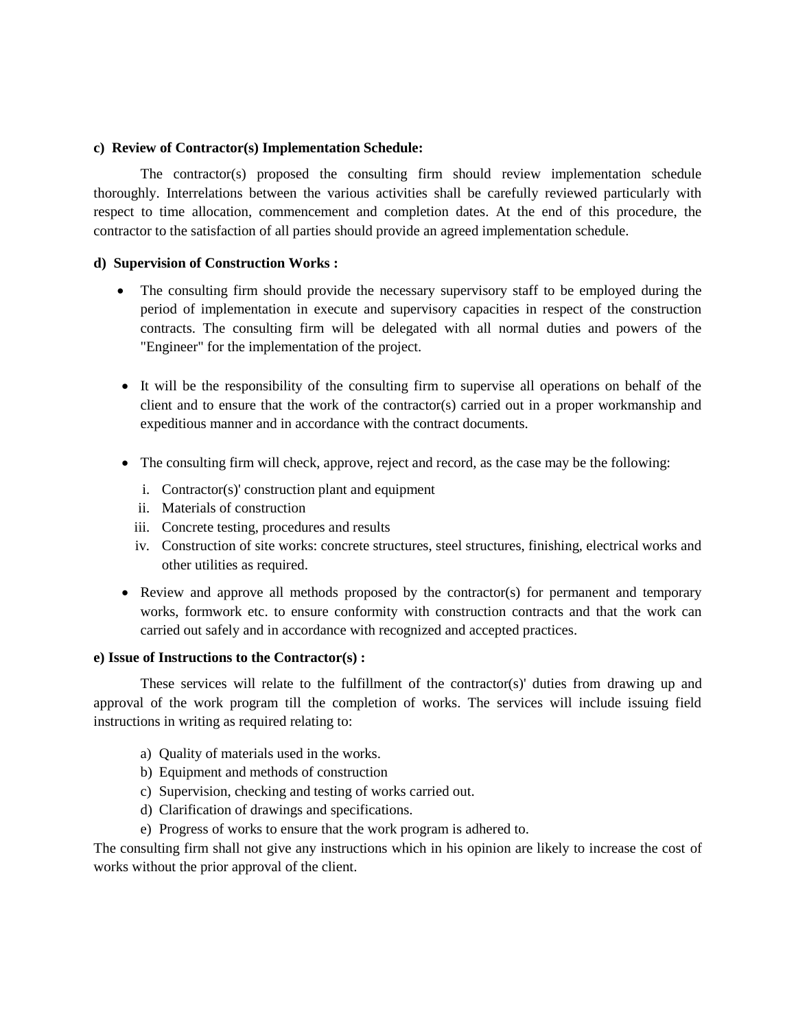**c) Review of Contractor(s) Implementation Schedule:**

The contractor(s) proposed the consulting firm should review implementation schedule thoroughly. Interrelations between the various activities shall be carefully reviewed particularly with respect to time allocation, commencement and completion dates. At the end of this procedure, the contractor to the satisfaction of all parties should provide an agreed implementation schedule.

**d) Supervision of Construction Works :**

- The consulting firm should provide the necessary supervisory staff to be employed during the period of implementation in execute and supervisory capacities in respect of the construction contracts. The consulting firm will be delegated with all normal duties and powers of the "Engineer" for the implementation of the project.

- It will be the responsibility of the consulting firm to supervise all operations on behalf of the client and to ensure that the work of the contractor(s) carried out in a proper workmanship and expeditious manner and in accordance with the contract documents.

- The consulting firm will check, approve, reject and record, as the case may be the following:
  i. Contractor(s)' construction plant and equipment
  ii. Materials of construction
  iii. Concrete testing, procedures and results
  iv. Construction of site works: concrete structures, steel structures, finishing, electrical works and other utilities as required.

- Review and approve all methods proposed by the contractor(s) for permanent and temporary works, formwork etc. to ensure conformity with construction contracts and that the work can carried out safely and in accordance with recognized and accepted practices.

**e) Issue of Instructions to the Contractor(s) :**

These services will relate to the fulfillment of the contractor(s)' duties from drawing up and approval of the work program till the completion of works. The services will include issuing field instructions in writing as required relating to:

a) Quality of materials used in the works.
b) Equipment and methods of construction
c) Supervision, checking and testing of works carried out.
d) Clarification of drawings and specifications.
e) Progress of works to ensure that the work program is adhered to.

The consulting firm shall not give any instructions which in his opinion are likely to increase the cost of works without the prior approval of the client.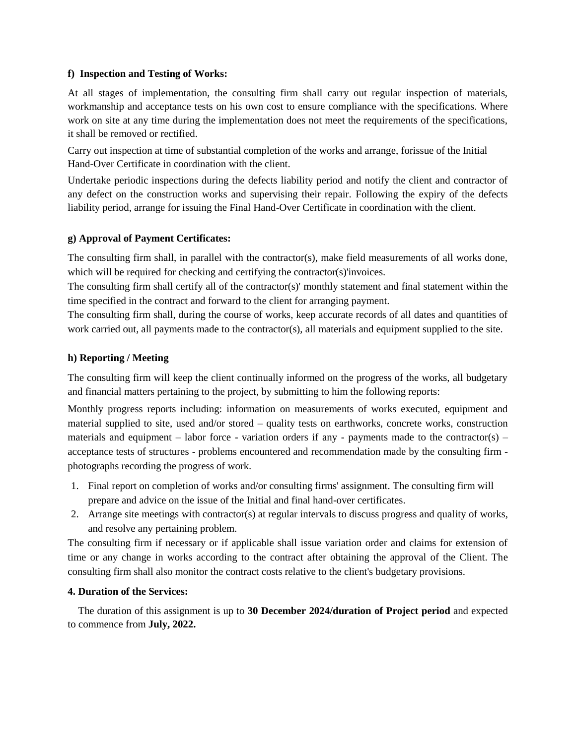**f) Inspection and Testing of Works:**

At all stages of implementation, the consulting firm shall carry out regular inspection of materials, workmanship and acceptance tests on his own cost to ensure compliance with the specifications. Where work on site at any time during the implementation does not meet the requirements of the specifications, it shall be removed or rectified.

Carry out inspection at time of substantial completion of the works and arrange, forissue of the Initial Hand-Over Certificate in coordination with the client.

Undertake periodic inspections during the defects liability period and notify the client and contractor of any defect on the construction works and supervising their repair. Following the expiry of the defects liability period, arrange for issuing the Final Hand-Over Certificate in coordination with the client.

**g) Approval of Payment Certificates:**

The consulting firm shall, in parallel with the contractor(s), make field measurements of all works done, which will be required for checking and certifying the contractor(s)'invoices.

The consulting firm shall certify all of the contractor(s)' monthly statement and final statement within the time specified in the contract and forward to the client for arranging payment.

The consulting firm shall, during the course of works, keep accurate records of all dates and quantities of work carried out, all payments made to the contractor(s), all materials and equipment supplied to the site.

**h) Reporting / Meeting**

The consulting firm will keep the client continually informed on the progress of the works, all budgetary and financial matters pertaining to the project, by submitting to him the following reports:

Monthly progress reports including: information on measurements of works executed, equipment and material supplied to site, used and/or stored – quality tests on earthworks, concrete works, construction materials and equipment – labor force - variation orders if any - payments made to the contractor(s) – acceptance tests of structures - problems encountered and recommendation made by the consulting firm - photographs recording the progress of work.

1. Final report on completion of works and/or consulting firms' assignment. The consulting firm will prepare and advice on the issue of the Initial and final hand-over certificates.
2. Arrange site meetings with contractor(s) at regular intervals to discuss progress and quality of works, and resolve any pertaining problem.

The consulting firm if necessary or if applicable shall issue variation order and claims for extension of time or any change in works according to the contract after obtaining the approval of the Client. The consulting firm shall also monitor the contract costs relative to the client's budgetary provisions.

**4. Duration of the Services:**

The duration of this assignment is up to **30 December 2024/duration of Project period** and expected to commence from **July, 2022.**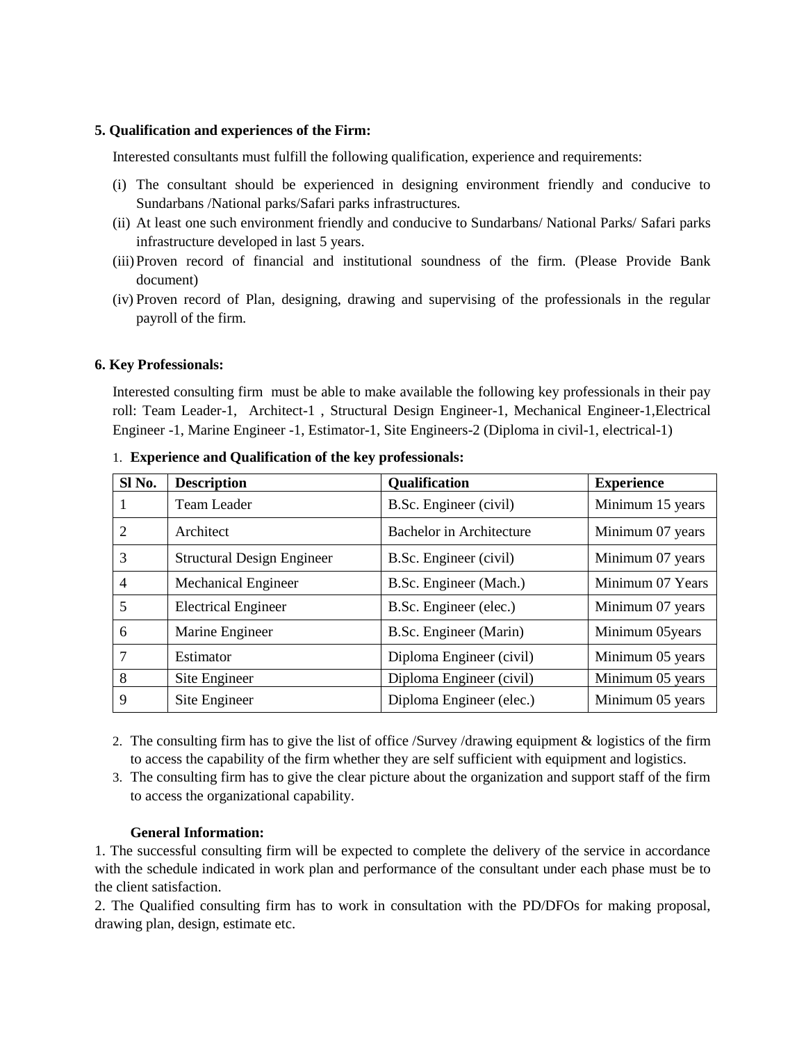**5. Qualification and experiences of the Firm:**

Interested consultants must fulfill the following qualification, experience and requirements:

(i) The consultant should be experienced in designing environment friendly and conducive to Sundarbans /National parks/Safari parks infrastructures.

(ii) At least one such environment friendly and conducive to Sundarbans/ National Parks/ Safari parks infrastructure developed in last 5 years.

(iii) Proven record of financial and institutional soundness of the firm. (Please Provide Bank document)

(iv) Proven record of Plan, designing, drawing and supervising of the professionals in the regular payroll of the firm.

**6. Key Professionals:**

Interested consulting firm must be able to make available the following key professionals in their pay roll: Team Leader-1, Architect-1 , Structural Design Engineer-1, Mechanical Engineer-1,Electrical Engineer -1, Marine Engineer -1, Estimator-1, Site Engineers-2 (Diploma in civil-1, electrical-1)

1. **Experience and Qualification of the key professionals:**

| Sl No. | Description | Qualification | Experience |
|---|---|---|---|
| 1 | Team Leader | B.Sc. Engineer (civil) | Minimum 15 years |
| 2 | Architect | Bachelor in Architecture | Minimum 07 years |
| 3 | Structural Design Engineer | B.Sc. Engineer (civil) | Minimum 07 years |
| 4 | Mechanical Engineer | B.Sc. Engineer (Mach.) | Minimum 07 Years |
| 5 | Electrical Engineer | B.Sc. Engineer (elec.) | Minimum 07 years |
| 6 | Marine Engineer | B.Sc. Engineer (Marin) | Minimum 05years |
| 7 | Estimator | Diploma Engineer (civil) | Minimum 05 years |
| 8 | Site Engineer | Diploma Engineer (civil) | Minimum 05 years |
| 9 | Site Engineer | Diploma Engineer (elec.) | Minimum 05 years |

2. The consulting firm has to give the list of office /Survey /drawing equipment & logistics of the firm to access the capability of the firm whether they are self sufficient with equipment and logistics.
3. The consulting firm has to give the clear picture about the organization and support staff of the firm to access the organizational capability.

**General Information:**

1. The successful consulting firm will be expected to complete the delivery of the service in accordance with the schedule indicated in work plan and performance of the consultant under each phase must be to the client satisfaction.

2. The Qualified consulting firm has to work in consultation with the PD/DFOs for making proposal, drawing plan, design, estimate etc.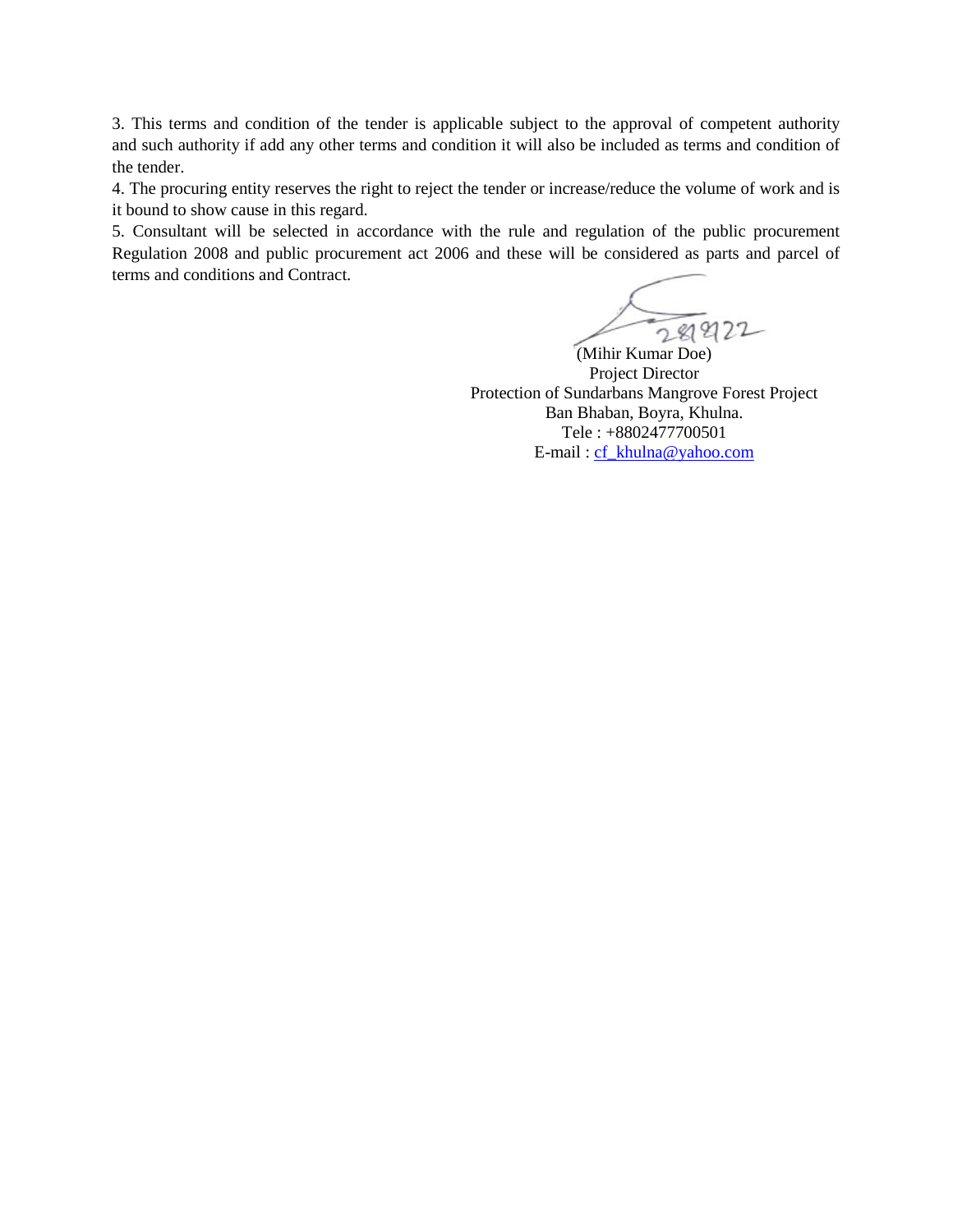3. This terms and condition of the tender is applicable subject to the approval of competent authority and such authority if add any other terms and condition it will also be included as terms and condition of the tender.

4. The procuring entity reserves the right to reject the tender or increase/reduce the volume of work and is it bound to show cause in this regard.

5. Consultant will be selected in accordance with the rule and regulation of the public procurement Regulation 2008 and public procurement act 2006 and these will be considered as parts and parcel of terms and conditions and Contract.

28/9/22

(Mihir Kumar Doe)
Project Director
Protection of Sundarbans Mangrove Forest Project
Ban Bhaban, Boyra, Khulna.
Tele : +8802477700501
E-mail : cf_khulna@yahoo.com